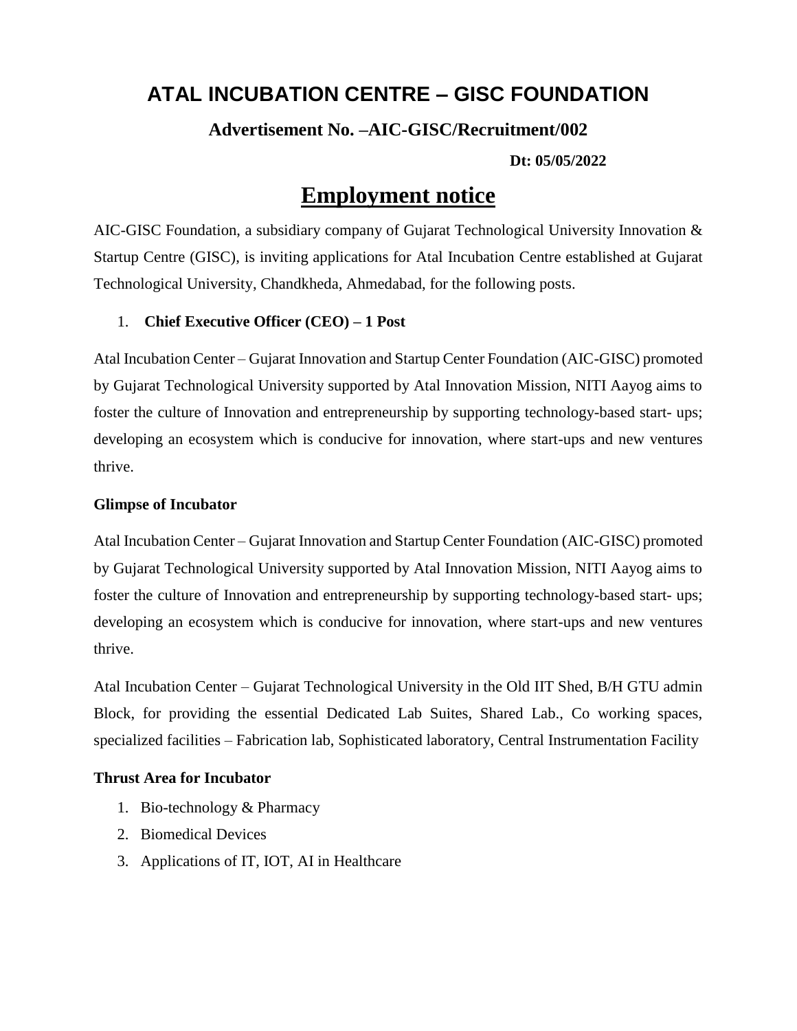# ATAL INCUBATION CENTRE – GISC FOUNDATION

### Advertisement No. –AIC-GISC/Recruitment/002

**Dt: 05/05/2022**

## Employment notice

AIC-GISC Foundation, a subsidiary company of Gujarat Technological University Innovation & Startup Centre (GISC), is inviting applications for Atal Incubation Centre established at Gujarat Technological University, Chandkheda, Ahmedabad, for the following posts.

1. **Chief Executive Officer (CEO) – 1 Post**

Atal Incubation Center – Gujarat Innovation and Startup Center Foundation (AIC-GISC) promoted by Gujarat Technological University supported by Atal Innovation Mission, NITI Aayog aims to foster the culture of Innovation and entrepreneurship by supporting technology-based start- ups; developing an ecosystem which is conducive for innovation, where start-ups and new ventures thrive.

**Glimpse of Incubator**

Atal Incubation Center – Gujarat Innovation and Startup Center Foundation (AIC-GISC) promoted by Gujarat Technological University supported by Atal Innovation Mission, NITI Aayog aims to foster the culture of Innovation and entrepreneurship by supporting technology-based start- ups; developing an ecosystem which is conducive for innovation, where start-ups and new ventures thrive.

Atal Incubation Center – Gujarat Technological University in the Old IIT Shed, B/H GTU admin Block, for providing the essential Dedicated Lab Suites, Shared Lab., Co working spaces, specialized facilities – Fabrication lab, Sophisticated laboratory, Central Instrumentation Facility

**Thrust Area for Incubator**

1. Bio-technology & Pharmacy
2. Biomedical Devices
3. Applications of IT, IOT, AI in Healthcare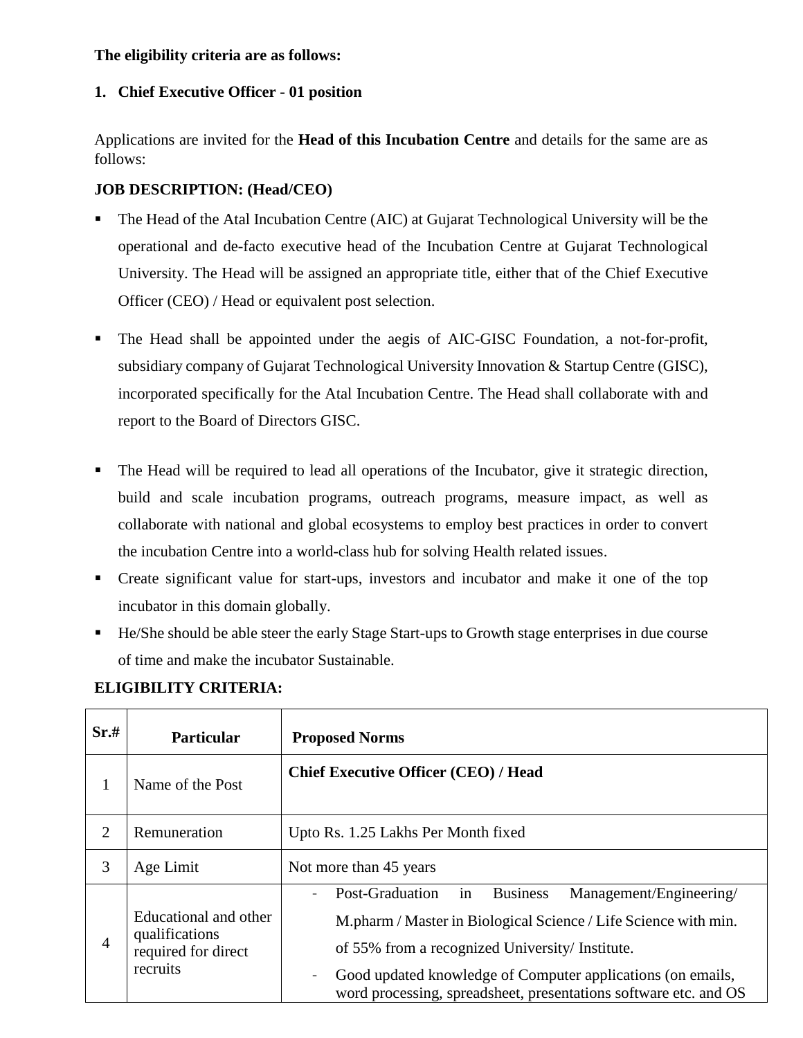**The eligibility criteria are as follows:**

1. **Chief Executive Officer - 01 position**

Applications are invited for the **Head of this Incubation Centre** and details for the same are as follows:

**JOB DESCRIPTION: (Head/CEO)**

- The Head of the Atal Incubation Centre (AIC) at Gujarat Technological University will be the operational and de-facto executive head of the Incubation Centre at Gujarat Technological University. The Head will be assigned an appropriate title, either that of the Chief Executive Officer (CEO) / Head or equivalent post selection.
- The Head shall be appointed under the aegis of AIC-GISC Foundation, a not-for-profit, subsidiary company of Gujarat Technological University Innovation & Startup Centre (GISC), incorporated specifically for the Atal Incubation Centre. The Head shall collaborate with and report to the Board of Directors GISC.
- The Head will be required to lead all operations of the Incubator, give it strategic direction, build and scale incubation programs, outreach programs, measure impact, as well as collaborate with national and global ecosystems to employ best practices in order to convert the incubation Centre into a world-class hub for solving Health related issues.
- Create significant value for start-ups, investors and incubator and make it one of the top incubator in this domain globally.
- He/She should be able steer the early Stage Start-ups to Growth stage enterprises in due course of time and make the incubator Sustainable.

**ELIGIBILITY CRITERIA:**

| Sr.# | Particular | Proposed Norms |
|---|---|---|
| 1 | Name of the Post | **Chief Executive Officer (CEO) / Head** |
| 2 | Remuneration | Upto Rs. 1.25 Lakhs Per Month fixed |
| 3 | Age Limit | Not more than 45 years |
| 4 | Educational and other qualifications required for direct recruits | - Post-Graduation in Business Management/Engineering/ M.pharm / Master in Biological Science / Life Science with min. of 55% from a recognized University/ Institute.<br>- Good updated knowledge of Computer applications (on emails, word processing, spreadsheet, presentations software etc. and OS |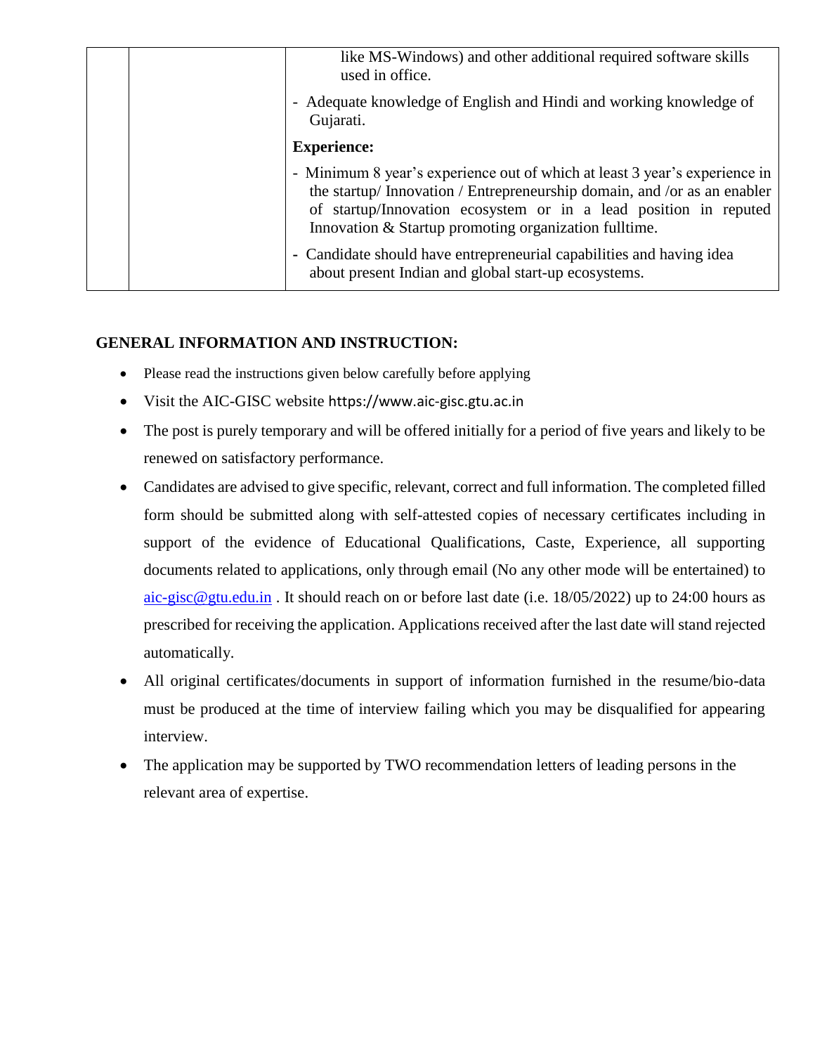| | | |
|---|---|---|
| | | like MS-Windows) and other additional required software skills used in office.<br>- Adequate knowledge of English and Hindi and working knowledge of Gujarati.<br>**Experience:**<br>- Minimum 8 year's experience out of which at least 3 year's experience in the startup/ Innovation / Entrepreneurship domain, and /or as an enabler of startup/Innovation ecosystem or in a lead position in reputed Innovation & Startup promoting organization fulltime.<br>- Candidate should have entrepreneurial capabilities and having idea about present Indian and global start-up ecosystems. |

**GENERAL INFORMATION AND INSTRUCTION:**

- Please read the instructions given below carefully before applying
- Visit the AIC-GISC website https://www.aic-gisc.gtu.ac.in
- The post is purely temporary and will be offered initially for a period of five years and likely to be renewed on satisfactory performance.
- Candidates are advised to give specific, relevant, correct and full information. The completed filled form should be submitted along with self-attested copies of necessary certificates including in support of the evidence of Educational Qualifications, Caste, Experience, all supporting documents related to applications, only through email (No any other mode will be entertained) to aic-gisc@gtu.edu.in . It should reach on or before last date (i.e. 18/05/2022) up to 24:00 hours as prescribed for receiving the application. Applications received after the last date will stand rejected automatically.
- All original certificates/documents in support of information furnished in the resume/bio-data must be produced at the time of interview failing which you may be disqualified for appearing interview.
- The application may be supported by TWO recommendation letters of leading persons in the relevant area of expertise.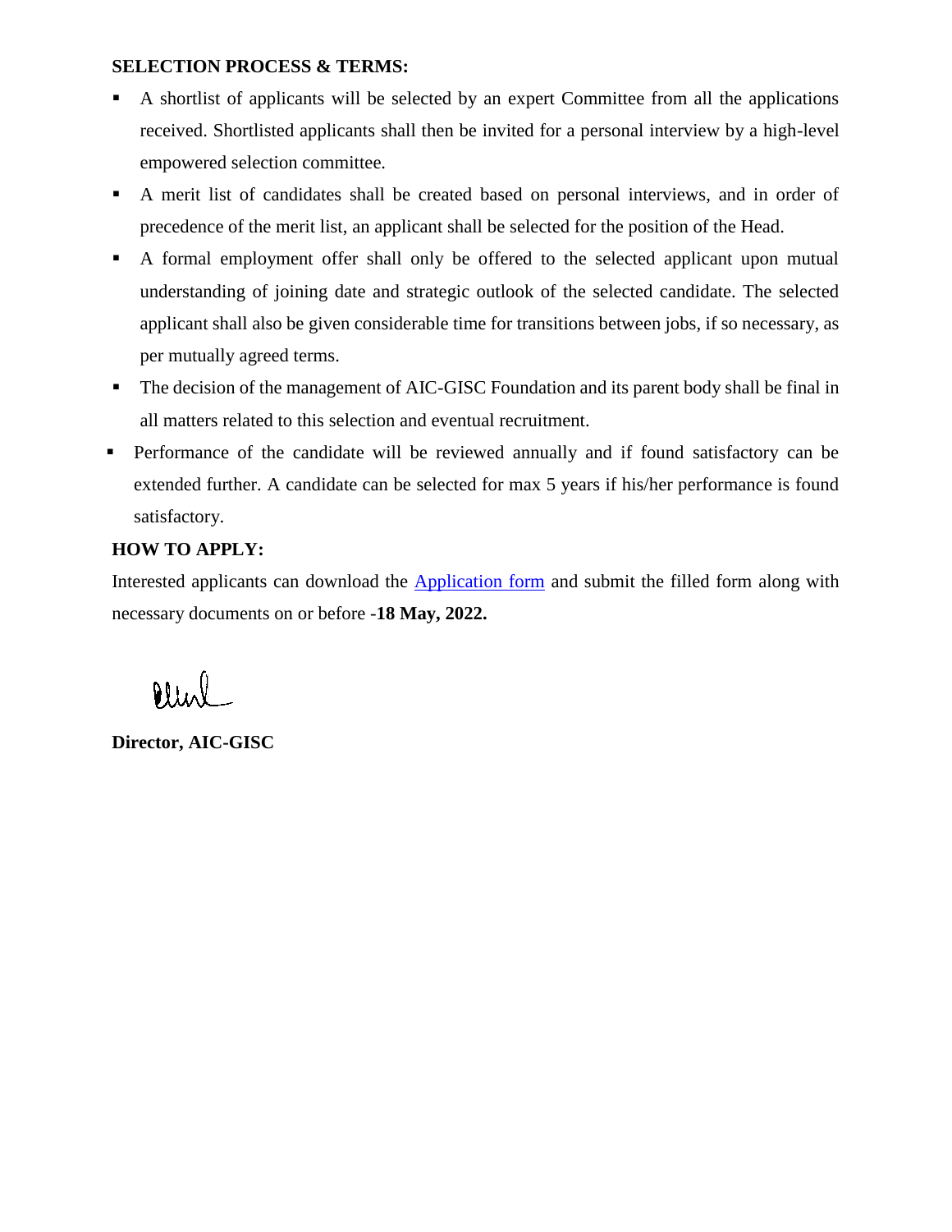**SELECTION PROCESS & TERMS:**

- A shortlist of applicants will be selected by an expert Committee from all the applications received. Shortlisted applicants shall then be invited for a personal interview by a high-level empowered selection committee.
- A merit list of candidates shall be created based on personal interviews, and in order of precedence of the merit list, an applicant shall be selected for the position of the Head.
- A formal employment offer shall only be offered to the selected applicant upon mutual understanding of joining date and strategic outlook of the selected candidate. The selected applicant shall also be given considerable time for transitions between jobs, if so necessary, as per mutually agreed terms.
- The decision of the management of AIC-GISC Foundation and its parent body shall be final in all matters related to this selection and eventual recruitment.
- Performance of the candidate will be reviewed annually and if found satisfactory can be extended further. A candidate can be selected for max 5 years if his/her performance is found satisfactory.

**HOW TO APPLY:**

Interested applicants can download the Application form and submit the filled form along with necessary documents on or before **-18 May, 2022.**

**Director, AIC-GISC**